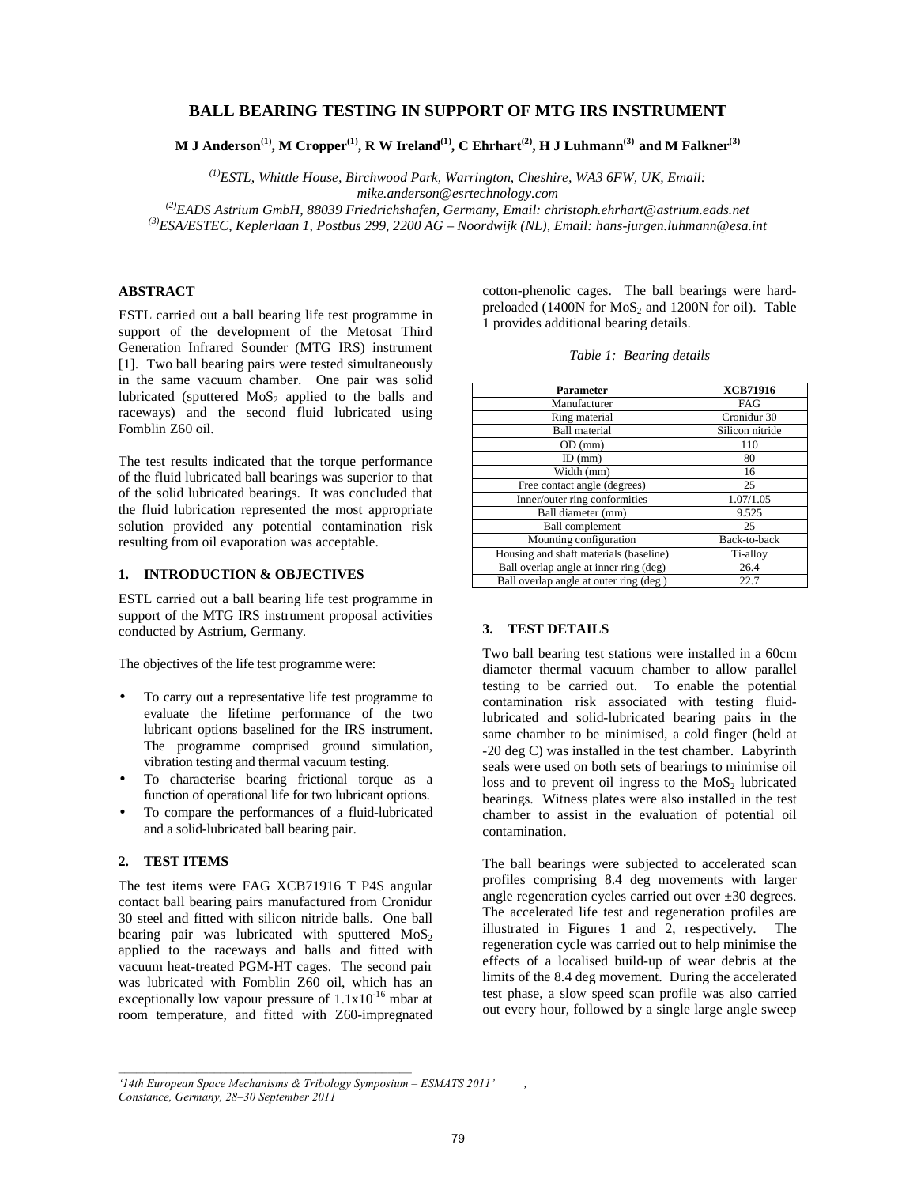# BALL BEARING TESTING IN SUPPORT OF MTG IRS INSTRUMENT

**M J Anderson[(1)], M Cropper[(1)], R W Ireland[(1)], C Ehrhart[(2)], H J Luhmann[(3)] and M Falkner[(3)]**

*[(1)]ESTL, Whittle House, Birchwood Park, Warrington, Cheshire, WA3 6FW, UK, Email: mike.anderson@esrtechnology.com*
*[(2)]EADS Astrium GmbH, 88039 Friedrichshafen, Germany, Email: christoph.ehrhart@astrium.eads.net*
*[(3)]ESA/ESTEC, Keplerlaan 1, Postbus 299, 2200 AG – Noordwijk (NL), Email: hans-jurgen.luhmann@esa.int*

## ABSTRACT

ESTL carried out a ball bearing life test programme in support of the development of the Metosat Third Generation Infrared Sounder (MTG IRS) instrument [1]. Two ball bearing pairs were tested simultaneously in the same vacuum chamber. One pair was solid lubricated (sputtered $MoS_2$ applied to the balls and raceways) and the second fluid lubricated using Fomblin Z60 oil.

The test results indicated that the torque performance of the fluid lubricated ball bearings was superior to that of the solid lubricated bearings. It was concluded that the fluid lubrication represented the most appropriate solution provided any potential contamination risk resulting from oil evaporation was acceptable.

## 1. INTRODUCTION & OBJECTIVES

ESTL carried out a ball bearing life test programme in support of the MTG IRS instrument proposal activities conducted by Astrium, Germany.

The objectives of the life test programme were:

- To carry out a representative life test programme to evaluate the lifetime performance of the two lubricant options baselined for the IRS instrument. The programme comprised ground simulation, vibration testing and thermal vacuum testing.
- To characterise bearing frictional torque as a function of operational life for two lubricant options.
- To compare the performances of a fluid-lubricated and a solid-lubricated ball bearing pair.

## 2. TEST ITEMS

The test items were FAG XCB71916 T P4S angular contact ball bearing pairs manufactured from Cronidur 30 steel and fitted with silicon nitride balls. One ball bearing pair was lubricated with sputtered $MoS_2$ applied to the raceways and balls and fitted with vacuum heat-treated PGM-HT cages. The second pair was lubricated with Fomblin Z60 oil, which has an exceptionally low vapour pressure of $1.1 \times 10^{-16}$ mbar at room temperature, and fitted with Z60-impregnated cotton-phenolic cages. The ball bearings were hard-preloaded (1400N for $MoS_2$ and 1200N for oil). Table 1 provides additional bearing details.

*Table 1: Bearing details*

| Parameter | XCB71916 |
|---|---|
| Manufacturer | FAG |
| Ring material | Cronidur 30 |
| Ball material | Silicon nitride |
| OD (mm) | 110 |
| ID (mm) | 80 |
| Width (mm) | 16 |
| Free contact angle (degrees) | 25 |
| Inner/outer ring conformities | 1.07/1.05 |
| Ball diameter (mm) | 9.525 |
| Ball complement | 25 |
| Mounting configuration | Back-to-back |
| Housing and shaft materials (baseline) | Ti-alloy |
| Ball overlap angle at inner ring (deg) | 26.4 |
| Ball overlap angle at outer ring (deg ) | 22.7 |

## 3. TEST DETAILS

Two ball bearing test stations were installed in a 60cm diameter thermal vacuum chamber to allow parallel testing to be carried out. To enable the potential contamination risk associated with testing fluid-lubricated and solid-lubricated bearing pairs in the same chamber to be minimised, a cold finger (held at -20 deg C) was installed in the test chamber. Labyrinth seals were used on both sets of bearings to minimise oil loss and to prevent oil ingress to the $MoS_2$ lubricated bearings. Witness plates were also installed in the test chamber to assist in the evaluation of potential oil contamination.

The ball bearings were subjected to accelerated scan profiles comprising 8.4 deg movements with larger angle regeneration cycles carried out over ±30 degrees. The accelerated life test and regeneration profiles are illustrated in Figures 1 and 2, respectively. The regeneration cycle was carried out to help minimise the effects of a localised build-up of wear debris at the limits of the 8.4 deg movement. During the accelerated test phase, a slow speed scan profile was also carried out every hour, followed by a single large angle sweep

---

*'14th European Space Mechanisms & Tribology Symposium – ESMATS 2011' , Constance, Germany, 28–30 September 2011*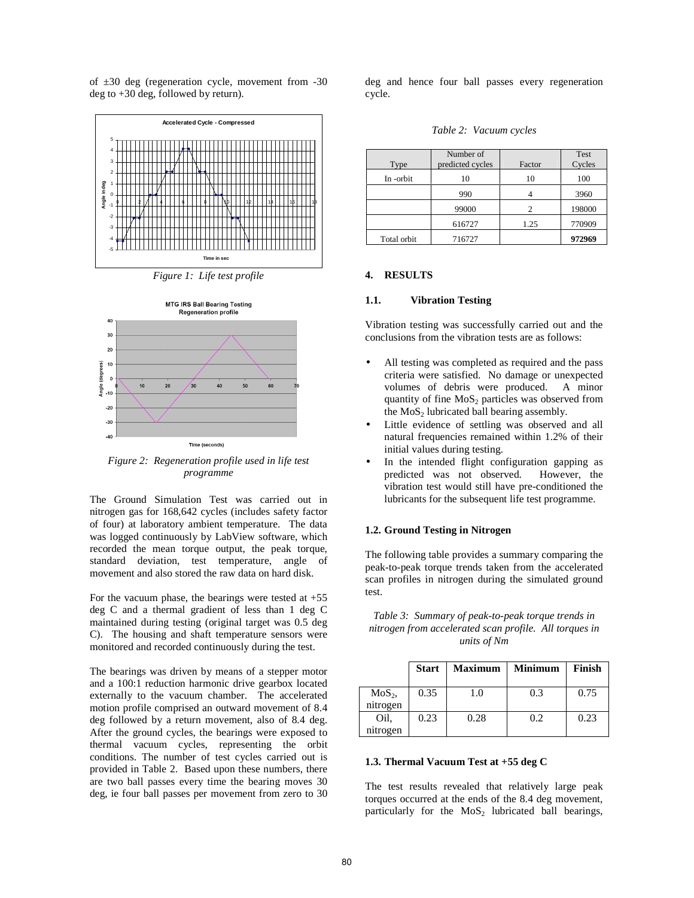of ±30 deg (regeneration cycle, movement from -30 deg to +30 deg, followed by return).

*Figure 1: Life test profile*

*Figure 2: Regeneration profile used in life test programme*

The Ground Simulation Test was carried out in nitrogen gas for 168,642 cycles (includes safety factor of four) at laboratory ambient temperature. The data was logged continuously by LabView software, which recorded the mean torque output, the peak torque, standard deviation, test temperature, angle of movement and also stored the raw data on hard disk.

For the vacuum phase, the bearings were tested at +55 deg C and a thermal gradient of less than 1 deg C maintained during testing (original target was 0.5 deg C). The housing and shaft temperature sensors were monitored and recorded continuously during the test.

The bearings was driven by means of a stepper motor and a 100:1 reduction harmonic drive gearbox located externally to the vacuum chamber. The accelerated motion profile comprised an outward movement of 8.4 deg followed by a return movement, also of 8.4 deg. After the ground cycles, the bearings were exposed to thermal vacuum cycles, representing the orbit conditions. The number of test cycles carried out is provided in Table 2. Based upon these numbers, there are two ball passes every time the bearing moves 30 deg, ie four ball passes per movement from zero to 30 deg and hence four ball passes every regeneration cycle.

*Table 2: Vacuum cycles*

| Type | Number of predicted cycles | Factor | Test Cycles |
|---|---|---|---|
| In -orbit | 10 | 10 | 100 |
| | 990 | 4 | 3960 |
| | 99000 | 2 | 198000 |
| | 616727 | 1.25 | 770909 |
| Total orbit | 716727 | | **972969** |

## 4. RESULTS

### 1.1. Vibration Testing

Vibration testing was successfully carried out and the conclusions from the vibration tests are as follows:

- All testing was completed as required and the pass criteria were satisfied. No damage or unexpected volumes of debris were produced. A minor quantity of fine $MoS_2$ particles was observed from the $MoS_2$ lubricated ball bearing assembly.
- Little evidence of settling was observed and all natural frequencies remained within 1.2% of their initial values during testing.
- In the intended flight configuration gapping as predicted was not observed. However, the vibration test would still have pre-conditioned the lubricants for the subsequent life test programme.

### 1.2. Ground Testing in Nitrogen

The following table provides a summary comparing the peak-to-peak torque trends taken from the accelerated scan profiles in nitrogen during the simulated ground test.

*Table 3: Summary of peak-to-peak torque trends in nitrogen from accelerated scan profile. All torques in units of Nm*

| | **Start** | **Maximum** | **Minimum** | **Finish** |
|---|---|---|---|---|
| $MoS_2$, nitrogen | 0.35 | 1.0 | 0.3 | 0.75 |
| Oil, nitrogen | 0.23 | 0.28 | 0.2 | 0.23 |

### 1.3. Thermal Vacuum Test at +55 deg C

The test results revealed that relatively large peak torques occurred at the ends of the 8.4 deg movement, particularly for the $MoS_2$ lubricated ball bearings,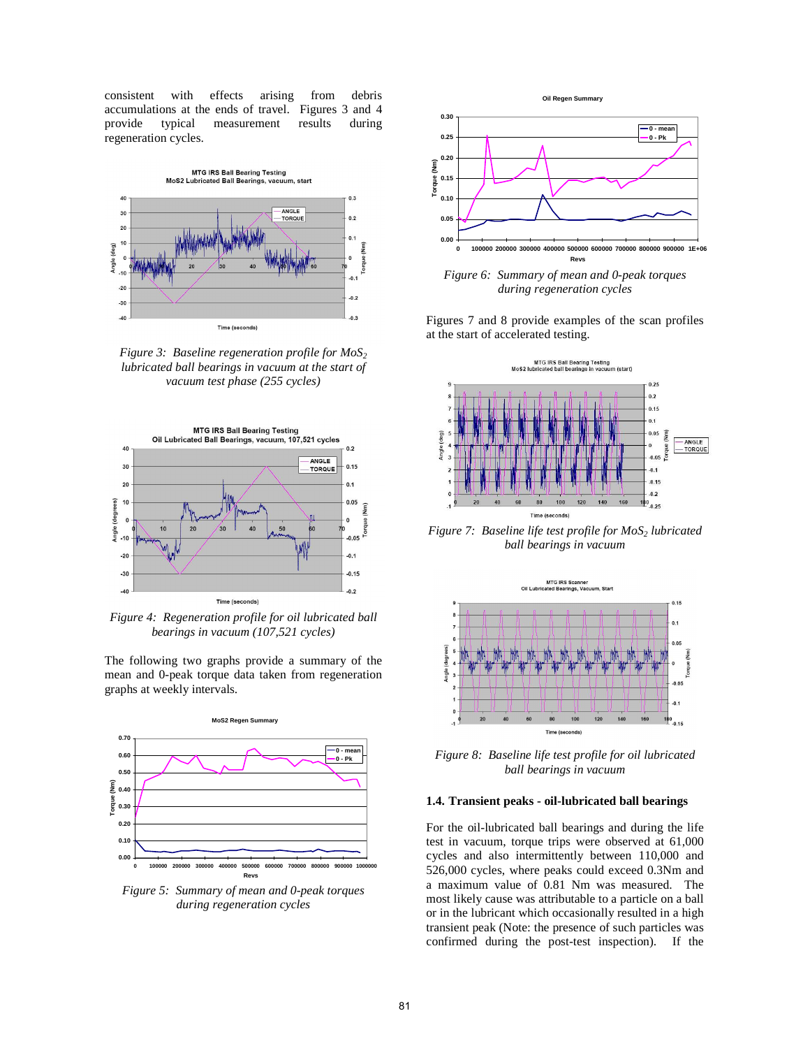consistent with effects arising from debris accumulations at the ends of travel. Figures 3 and 4 provide typical measurement results during regeneration cycles.

*Figure 3: Baseline regeneration profile for $MoS_2$ lubricated ball bearings in vacuum at the start of vacuum test phase (255 cycles)*

*Figure 4: Regeneration profile for oil lubricated ball bearings in vacuum (107,521 cycles)*

The following two graphs provide a summary of the mean and 0-peak torque data taken from regeneration graphs at weekly intervals.

*Figure 5: Summary of mean and 0-peak torques during regeneration cycles*

*Figure 6: Summary of mean and 0-peak torques during regeneration cycles*

Figures 7 and 8 provide examples of the scan profiles at the start of accelerated testing.

*Figure 7: Baseline life test profile for $MoS_2$ lubricated ball bearings in vacuum*

*Figure 8: Baseline life test profile for oil lubricated ball bearings in vacuum*

### 1.4. Transient peaks - oil-lubricated ball bearings

For the oil-lubricated ball bearings and during the life test in vacuum, torque trips were observed at 61,000 cycles and also intermittently between 110,000 and 526,000 cycles, where peaks could exceed 0.3Nm and a maximum value of 0.81 Nm was measured. The most likely cause was attributable to a particle on a ball or in the lubricant which occasionally resulted in a high transient peak (Note: the presence of such particles was confirmed during the post-test inspection). If the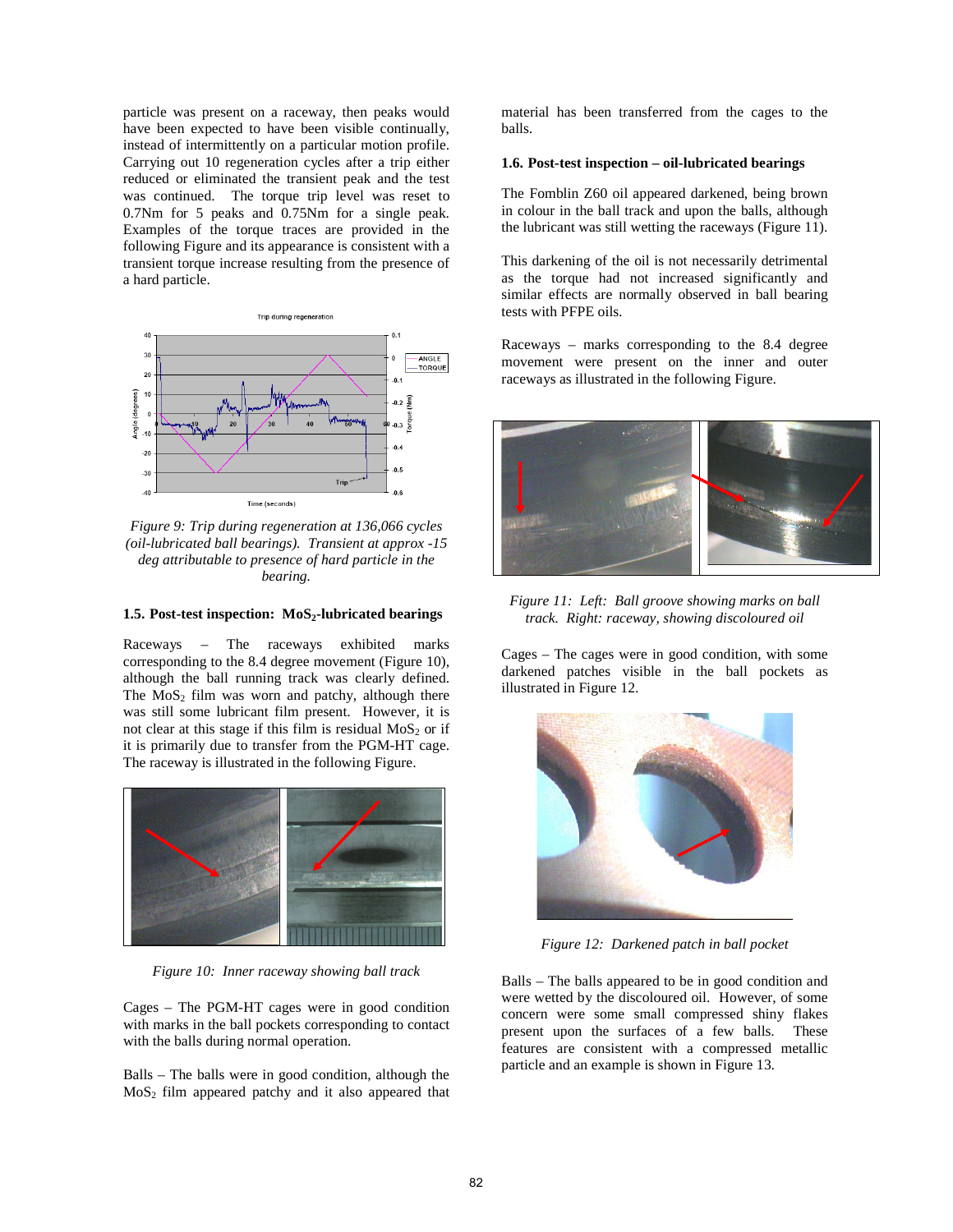particle was present on a raceway, then peaks would have been expected to have been visible continually, instead of intermittently on a particular motion profile. Carrying out 10 regeneration cycles after a trip either reduced or eliminated the transient peak and the test was continued. The torque trip level was reset to 0.7Nm for 5 peaks and 0.75Nm for a single peak. Examples of the torque traces are provided in the following Figure and its appearance is consistent with a transient torque increase resulting from the presence of a hard particle.

*Figure 9: Trip during regeneration at 136,066 cycles (oil-lubricated ball bearings). Transient at approx -15 deg attributable to presence of hard particle in the bearing.*

### 1.5. Post-test inspection: $MoS_2$-lubricated bearings

Raceways – The raceways exhibited marks corresponding to the 8.4 degree movement (Figure 10), although the ball running track was clearly defined. The $MoS_2$ film was worn and patchy, although there was still some lubricant film present. However, it is not clear at this stage if this film is residual $MoS_2$ or if it is primarily due to transfer from the PGM-HT cage. The raceway is illustrated in the following Figure.

*Figure 10: Inner raceway showing ball track*

Cages – The PGM-HT cages were in good condition with marks in the ball pockets corresponding to contact with the balls during normal operation.

Balls – The balls were in good condition, although the $MoS_2$ film appeared patchy and it also appeared that material has been transferred from the cages to the balls.

### 1.6. Post-test inspection – oil-lubricated bearings

The Fomblin Z60 oil appeared darkened, being brown in colour in the ball track and upon the balls, although the lubricant was still wetting the raceways (Figure 11).

This darkening of the oil is not necessarily detrimental as the torque had not increased significantly and similar effects are normally observed in ball bearing tests with PFPE oils.

Raceways – marks corresponding to the 8.4 degree movement were present on the inner and outer raceways as illustrated in the following Figure.

*Figure 11: Left: Ball groove showing marks on ball track. Right: raceway, showing discoloured oil*

Cages – The cages were in good condition, with some darkened patches visible in the ball pockets as illustrated in Figure 12.

*Figure 12: Darkened patch in ball pocket*

Balls – The balls appeared to be in good condition and were wetted by the discoloured oil. However, of some concern were some small compressed shiny flakes present upon the surfaces of a few balls. These features are consistent with a compressed metallic particle and an example is shown in Figure 13.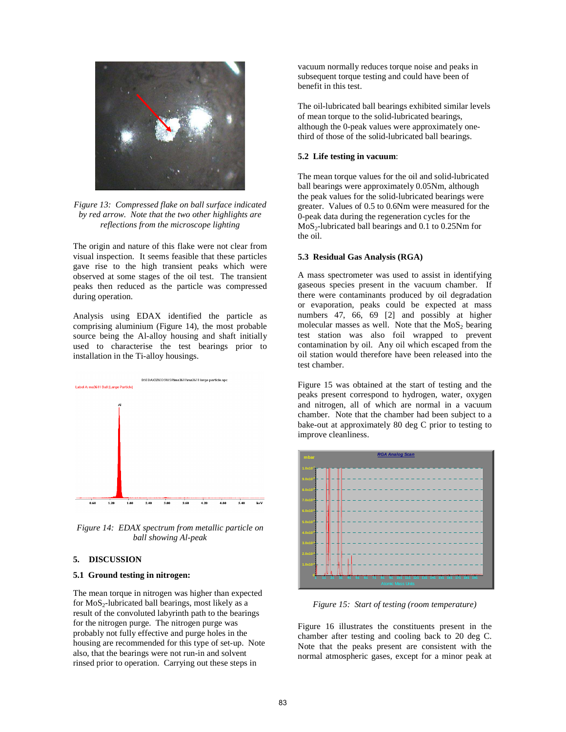*Figure 13: Compressed flake on ball surface indicated by red arrow. Note that the two other highlights are reflections from the microscope lighting*

The origin and nature of this flake were not clear from visual inspection. It seems feasible that these particles gave rise to the high transient peaks which were observed at some stages of the oil test. The transient peaks then reduced as the particle was compressed during operation.

Analysis using EDAX identified the particle as comprising aluminium (Figure 14), the most probable source being the Al-alloy housing and shaft initially used to characterise the test bearings prior to installation in the Ti-alloy housings.

*Figure 14: EDAX spectrum from metallic particle on ball showing Al-peak*

## 5. DISCUSSION

### 5.1 Ground testing in nitrogen:

The mean torque in nitrogen was higher than expected for $MoS_2$-lubricated ball bearings, most likely as a result of the convoluted labyrinth path to the bearings for the nitrogen purge. The nitrogen purge was probably not fully effective and purge holes in the housing are recommended for this type of set-up. Note also, that the bearings were not run-in and solvent rinsed prior to operation. Carrying out these steps in vacuum normally reduces torque noise and peaks in subsequent torque testing and could have been of benefit in this test.

The oil-lubricated ball bearings exhibited similar levels of mean torque to the solid-lubricated bearings, although the 0-peak values were approximately one-third of those of the solid-lubricated ball bearings.

### 5.2 Life testing in vacuum:

The mean torque values for the oil and solid-lubricated ball bearings were approximately 0.05Nm, although the peak values for the solid-lubricated bearings were greater. Values of 0.5 to 0.6Nm were measured for the 0-peak data during the regeneration cycles for the $MoS_2$-lubricated ball bearings and 0.1 to 0.25Nm for the oil.

### 5.3 Residual Gas Analysis (RGA)

A mass spectrometer was used to assist in identifying gaseous species present in the vacuum chamber. If there were contaminants produced by oil degradation or evaporation, peaks could be expected at mass numbers 47, 66, 69 [2] and possibly at higher molecular masses as well. Note that the $MoS_2$ bearing test station was also foil wrapped to prevent contamination by oil. Any oil which escaped from the oil station would therefore have been released into the test chamber.

Figure 15 was obtained at the start of testing and the peaks present correspond to hydrogen, water, oxygen and nitrogen, all of which are normal in a vacuum chamber. Note that the chamber had been subject to a bake-out at approximately 80 deg C prior to testing to improve cleanliness.

*Figure 15: Start of testing (room temperature)*

Figure 16 illustrates the constituents present in the chamber after testing and cooling back to 20 deg C. Note that the peaks present are consistent with the normal atmospheric gases, except for a minor peak at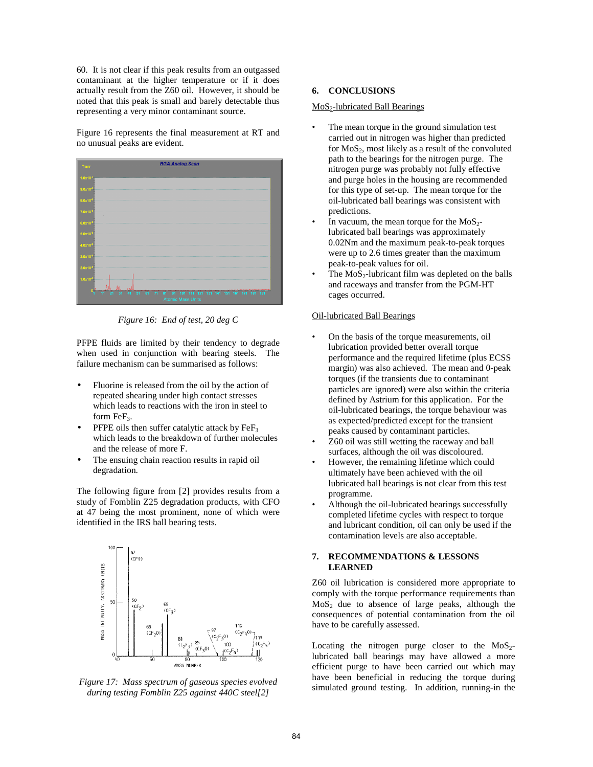60. It is not clear if this peak results from an outgassed contaminant at the higher temperature or if it does actually result from the Z60 oil. However, it should be noted that this peak is small and barely detectable thus representing a very minor contaminant source.

Figure 16 represents the final measurement at RT and no unusual peaks are evident.

*Figure 16: End of test, 20 deg C*

PFPE fluids are limited by their tendency to degrade when used in conjunction with bearing steels. The failure mechanism can be summarised as follows:

- Fluorine is released from the oil by the action of repeated shearing under high contact stresses which leads to reactions with the iron in steel to form $FeF_3$.
- PFPE oils then suffer catalytic attack by $FeF_3$ which leads to the breakdown of further molecules and the release of more F.
- The ensuing chain reaction results in rapid oil degradation.

The following figure from [2] provides results from a study of Fomblin Z25 degradation products, with CFO at 47 being the most prominent, none of which were identified in the IRS ball bearing tests.

*Figure 17: Mass spectrum of gaseous species evolved during testing Fomblin Z25 against 440C steel[2]*

## 6. CONCLUSIONS

<u>$MoS_2$-lubricated Ball Bearings</u>

- The mean torque in the ground simulation test carried out in nitrogen was higher than predicted for $MoS_2$, most likely as a result of the convoluted path to the bearings for the nitrogen purge. The nitrogen purge was probably not fully effective and purge holes in the housing are recommended for this type of set-up. The mean torque for the oil-lubricated ball bearings was consistent with predictions.
- In vacuum, the mean torque for the $MoS_2$-lubricated ball bearings was approximately 0.02Nm and the maximum peak-to-peak torques were up to 2.6 times greater than the maximum peak-to-peak values for oil.
- The $MoS_2$-lubricant film was depleted on the balls and raceways and transfer from the PGM-HT cages occurred.

<u>Oil-lubricated Ball Bearings</u>

- On the basis of the torque measurements, oil lubrication provided better overall torque performance and the required lifetime (plus ECSS margin) was also achieved. The mean and 0-peak torques (if the transients due to contaminant particles are ignored) were also within the criteria defined by Astrium for this application. For the oil-lubricated bearings, the torque behaviour was as expected/predicted except for the transient peaks caused by contaminant particles.
- Z60 oil was still wetting the raceway and ball surfaces, although the oil was discoloured.
- However, the remaining lifetime which could ultimately have been achieved with the oil lubricated ball bearings is not clear from this test programme.
- Although the oil-lubricated bearings successfully completed lifetime cycles with respect to torque and lubricant condition, oil can only be used if the contamination levels are also acceptable.

## 7. RECOMMENDATIONS & LESSONS LEARNED

Z60 oil lubrication is considered more appropriate to comply with the torque performance requirements than $MoS_2$ due to absence of large peaks, although the consequences of potential contamination from the oil have to be carefully assessed.

Locating the nitrogen purge closer to the $MoS_2$-lubricated ball bearings may have allowed a more efficient purge to have been carried out which may have been beneficial in reducing the torque during simulated ground testing. In addition, running-in the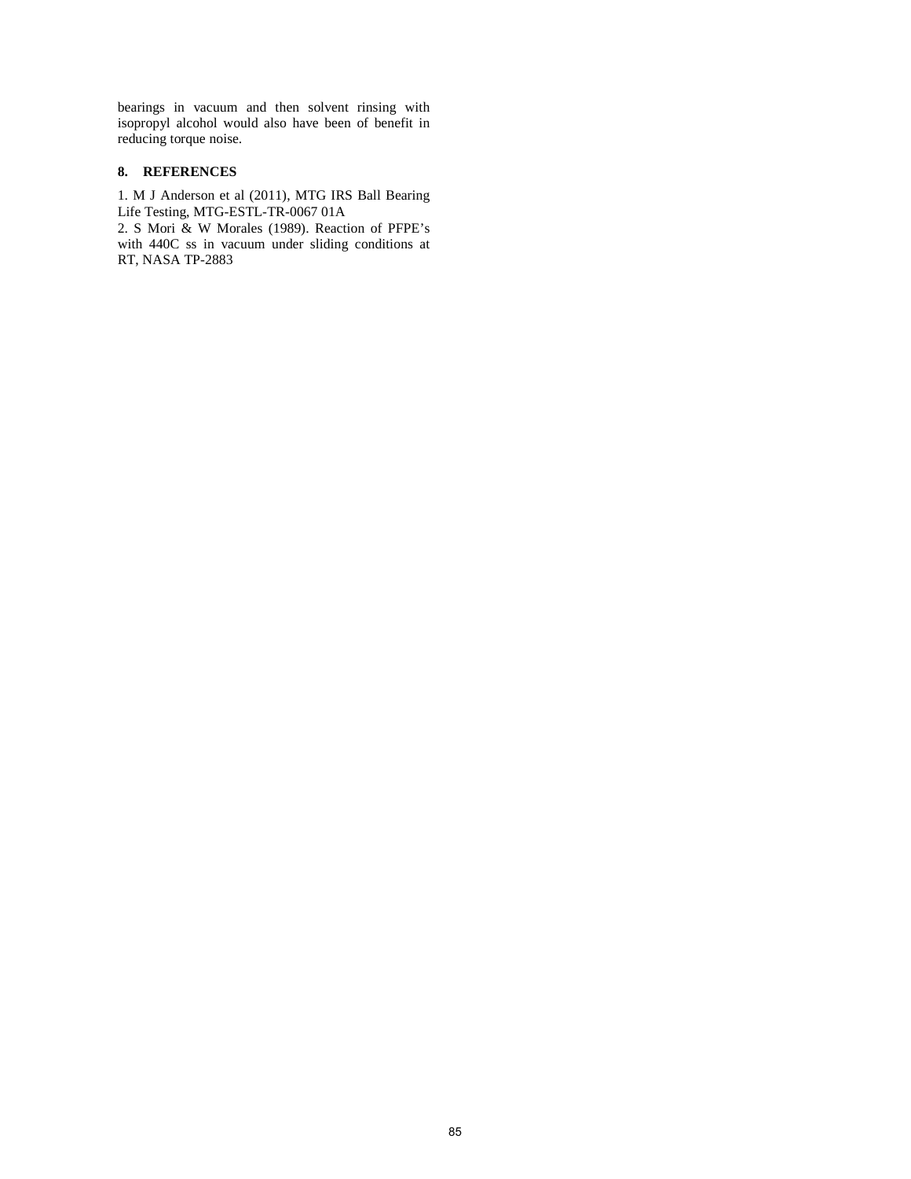bearings in vacuum and then solvent rinsing with isopropyl alcohol would also have been of benefit in reducing torque noise.

## 8. REFERENCES

1. M J Anderson et al (2011), MTG IRS Ball Bearing Life Testing, MTG-ESTL-TR-0067 01A
2. S Mori & W Morales (1989). Reaction of PFPE's with 440C ss in vacuum under sliding conditions at RT, NASA TP-2883